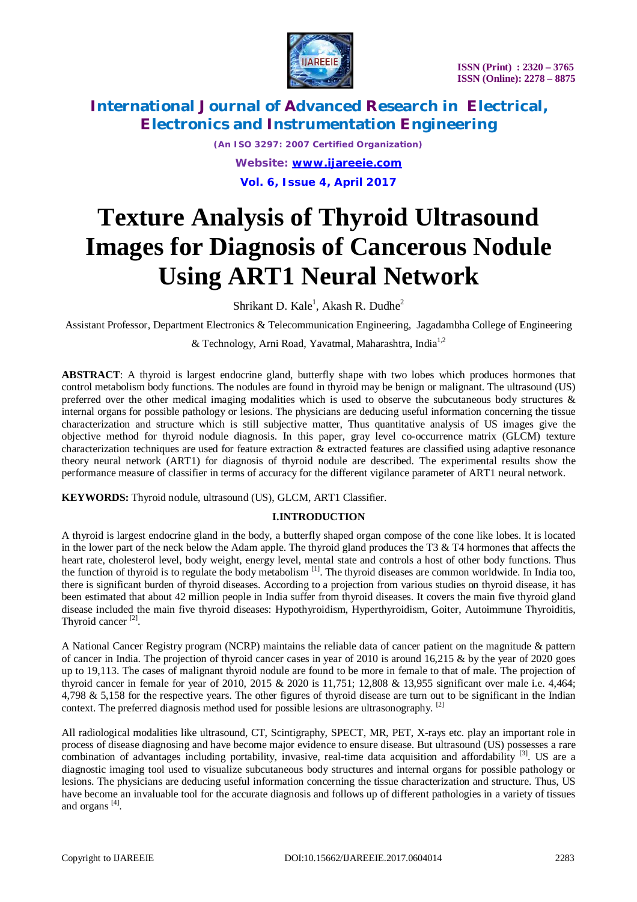# Texture Analysis of Thyroid Ultrasound Images for Diagnosis of Cancerous Nodule Using ART1 Neural Network

Shrikant D. Kale[1], Akash R. Dudhe[2]

Assistant Professor, Department Electronics & Telecommunication Engineering, Jagadambha College of Engineering & Technology, Arni Road, Yavatmal, Maharashtra, India[1,2]

**ABSTRACT**: A thyroid is largest endocrine gland, butterfly shape with two lobes which produces hormones that control metabolism body functions. The nodules are found in thyroid may be benign or malignant. The ultrasound (US) preferred over the other medical imaging modalities which is used to observe the subcutaneous body structures & internal organs for possible pathology or lesions. The physicians are deducing useful information concerning the tissue characterization and structure which is still subjective matter, Thus quantitative analysis of US images give the objective method for thyroid nodule diagnosis. In this paper, gray level co-occurrence matrix (GLCM) texture characterization techniques are used for feature extraction & extracted features are classified using adaptive resonance theory neural network (ART1) for diagnosis of thyroid nodule are described. The experimental results show the performance measure of classifier in terms of accuracy for the different vigilance parameter of ART1 neural network.

**KEYWORDS:** Thyroid nodule, ultrasound (US), GLCM, ART1 Classifier.

## I.INTRODUCTION

A thyroid is largest endocrine gland in the body, a butterfly shaped organ compose of the cone like lobes. It is located in the lower part of the neck below the Adam apple. The thyroid gland produces the T3 & T4 hormones that affects the heart rate, cholesterol level, body weight, energy level, mental state and controls a host of other body functions. Thus the function of thyroid is to regulate the body metabolism [1]. The thyroid diseases are common worldwide. In India too, there is significant burden of thyroid diseases. According to a projection from various studies on thyroid disease, it has been estimated that about 42 million people in India suffer from thyroid diseases. It covers the main five thyroid gland disease included the main five thyroid diseases: Hypothyroidism, Hyperthyroidism, Goiter, Autoimmune Thyroiditis, Thyroid cancer [2].

A National Cancer Registry program (NCRP) maintains the reliable data of cancer patient on the magnitude & pattern of cancer in India. The projection of thyroid cancer cases in year of 2010 is around 16,215 & by the year of 2020 goes up to 19,113. The cases of malignant thyroid nodule are found to be more in female to that of male. The projection of thyroid cancer in female for year of 2010, 2015 & 2020 is 11,751; 12,808 & 13,955 significant over male i.e. 4,464; 4,798 & 5,158 for the respective years. The other figures of thyroid disease are turn out to be significant in the Indian context. The preferred diagnosis method used for possible lesions are ultrasonography. [2]

All radiological modalities like ultrasound, CT, Scintigraphy, SPECT, MR, PET, X-rays etc. play an important role in process of disease diagnosing and have become major evidence to ensure disease. But ultrasound (US) possesses a rare combination of advantages including portability, invasive, real-time data acquisition and affordability [3]. US are a diagnostic imaging tool used to visualize subcutaneous body structures and internal organs for possible pathology or lesions. The physicians are deducing useful information concerning the tissue characterization and structure. Thus, US have become an invaluable tool for the accurate diagnosis and follows up of different pathologies in a variety of tissues and organs [4].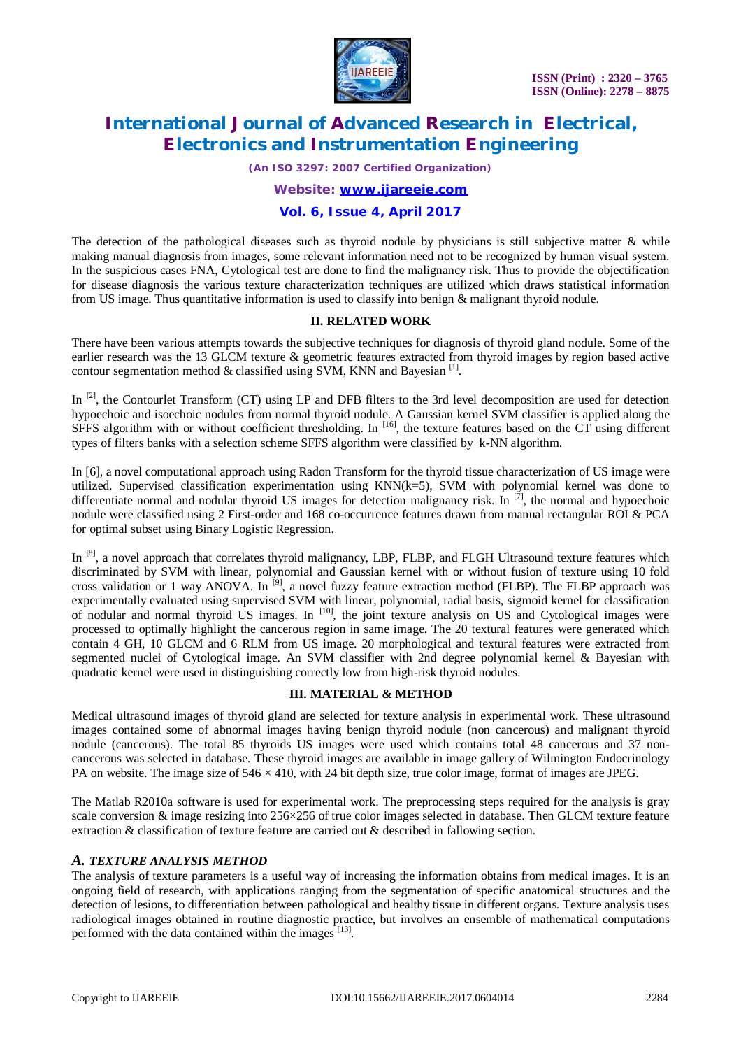The detection of the pathological diseases such as thyroid nodule by physicians is still subjective matter & while making manual diagnosis from images, some relevant information need not to be recognized by human visual system. In the suspicious cases FNA, Cytological test are done to find the malignancy risk. Thus to provide the objectification for disease diagnosis the various texture characterization techniques are utilized which draws statistical information from US image. Thus quantitative information is used to classify into benign & malignant thyroid nodule.

## II. RELATED WORK

There have been various attempts towards the subjective techniques for diagnosis of thyroid gland nodule. Some of the earlier research was the 13 GLCM texture & geometric features extracted from thyroid images by region based active contour segmentation method & classified using SVM, KNN and Bayesian [1].

In [2], the Contourlet Transform (CT) using LP and DFB filters to the 3rd level decomposition are used for detection hypoechoic and isoechoic nodules from normal thyroid nodule. A Gaussian kernel SVM classifier is applied along the SFFS algorithm with or without coefficient thresholding. In [16], the texture features based on the CT using different types of filters banks with a selection scheme SFFS algorithm were classified by k-NN algorithm.

In [6], a novel computational approach using Radon Transform for the thyroid tissue characterization of US image were utilized. Supervised classification experimentation using KNN(k=5), SVM with polynomial kernel was done to differentiate normal and nodular thyroid US images for detection malignancy risk. In [7], the normal and hypoechoic nodule were classified using 2 First-order and 168 co-occurrence features drawn from manual rectangular ROI & PCA for optimal subset using Binary Logistic Regression.

In [8], a novel approach that correlates thyroid malignancy, LBP, FLBP, and FLGH Ultrasound texture features which discriminated by SVM with linear, polynomial and Gaussian kernel with or without fusion of texture using 10 fold cross validation or 1 way ANOVA. In [9], a novel fuzzy feature extraction method (FLBP). The FLBP approach was experimentally evaluated using supervised SVM with linear, polynomial, radial basis, sigmoid kernel for classification of nodular and normal thyroid US images. In [10], the joint texture analysis on US and Cytological images were processed to optimally highlight the cancerous region in same image. The 20 textural features were generated which contain 4 GH, 10 GLCM and 6 RLM from US image. 20 morphological and textural features were extracted from segmented nuclei of Cytological image. An SVM classifier with 2nd degree polynomial kernel & Bayesian with quadratic kernel were used in distinguishing correctly low from high-risk thyroid nodules.

## III. MATERIAL & METHOD

Medical ultrasound images of thyroid gland are selected for texture analysis in experimental work. These ultrasound images contained some of abnormal images having benign thyroid nodule (non cancerous) and malignant thyroid nodule (cancerous). The total 85 thyroids US images were used which contains total 48 cancerous and 37 non-cancerous was selected in database. These thyroid images are available in image gallery of Wilmington Endocrinology PA on website. The image size of $546 \times 410$, with 24 bit depth size, true color image, format of images are JPEG.

The Matlab R2010a software is used for experimental work. The preprocessing steps required for the analysis is gray scale conversion & image resizing into $256 \times 256$ of true color images selected in database. Then GLCM texture feature extraction & classification of texture feature are carried out & described in fallowing section.

### *A. TEXTURE ANALYSIS METHOD*

The analysis of texture parameters is a useful way of increasing the information obtains from medical images. It is an ongoing field of research, with applications ranging from the segmentation of specific anatomical structures and the detection of lesions, to differentiation between pathological and healthy tissue in different organs. Texture analysis uses radiological images obtained in routine diagnostic practice, but involves an ensemble of mathematical computations performed with the data contained within the images [13].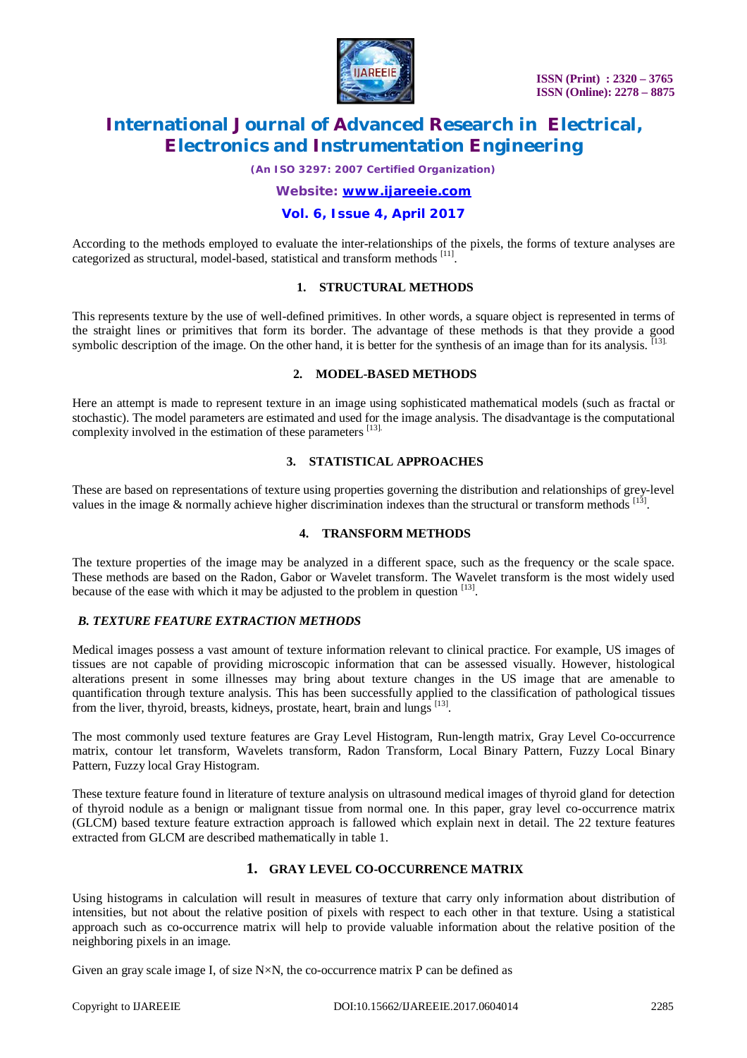According to the methods employed to evaluate the inter-relationships of the pixels, the forms of texture analyses are categorized as structural, model-based, statistical and transform methods [11].

### 1. STRUCTURAL METHODS

This represents texture by the use of well-defined primitives. In other words, a square object is represented in terms of the straight lines or primitives that form its border. The advantage of these methods is that they provide a good symbolic description of the image. On the other hand, it is better for the synthesis of an image than for its analysis. [13].

### 2. MODEL-BASED METHODS

Here an attempt is made to represent texture in an image using sophisticated mathematical models (such as fractal or stochastic). The model parameters are estimated and used for the image analysis. The disadvantage is the computational complexity involved in the estimation of these parameters [13].

### 3. STATISTICAL APPROACHES

These are based on representations of texture using properties governing the distribution and relationships of grey-level values in the image & normally achieve higher discrimination indexes than the structural or transform methods [13].

### 4. TRANSFORM METHODS

The texture properties of the image may be analyzed in a different space, such as the frequency or the scale space. These methods are based on the Radon, Gabor or Wavelet transform. The Wavelet transform is the most widely used because of the ease with which it may be adjusted to the problem in question [13].

### *B. TEXTURE FEATURE EXTRACTION METHODS*

Medical images possess a vast amount of texture information relevant to clinical practice. For example, US images of tissues are not capable of providing microscopic information that can be assessed visually. However, histological alterations present in some illnesses may bring about texture changes in the US image that are amenable to quantification through texture analysis. This has been successfully applied to the classification of pathological tissues from the liver, thyroid, breasts, kidneys, prostate, heart, brain and lungs [13].

The most commonly used texture features are Gray Level Histogram, Run-length matrix, Gray Level Co-occurrence matrix, contour let transform, Wavelets transform, Radon Transform, Local Binary Pattern, Fuzzy Local Binary Pattern, Fuzzy local Gray Histogram.

These texture feature found in literature of texture analysis on ultrasound medical images of thyroid gland for detection of thyroid nodule as a benign or malignant tissue from normal one. In this paper, gray level co-occurrence matrix (GLCM) based texture feature extraction approach is fallowed which explain next in detail. The 22 texture features extracted from GLCM are described mathematically in table 1.

### 1. GRAY LEVEL CO-OCCURRENCE MATRIX

Using histograms in calculation will result in measures of texture that carry only information about distribution of intensities, but not about the relative position of pixels with respect to each other in that texture. Using a statistical approach such as co-occurrence matrix will help to provide valuable information about the relative position of the neighboring pixels in an image.

Given an gray scale image I, of size N×N, the co-occurrence matrix P can be defined as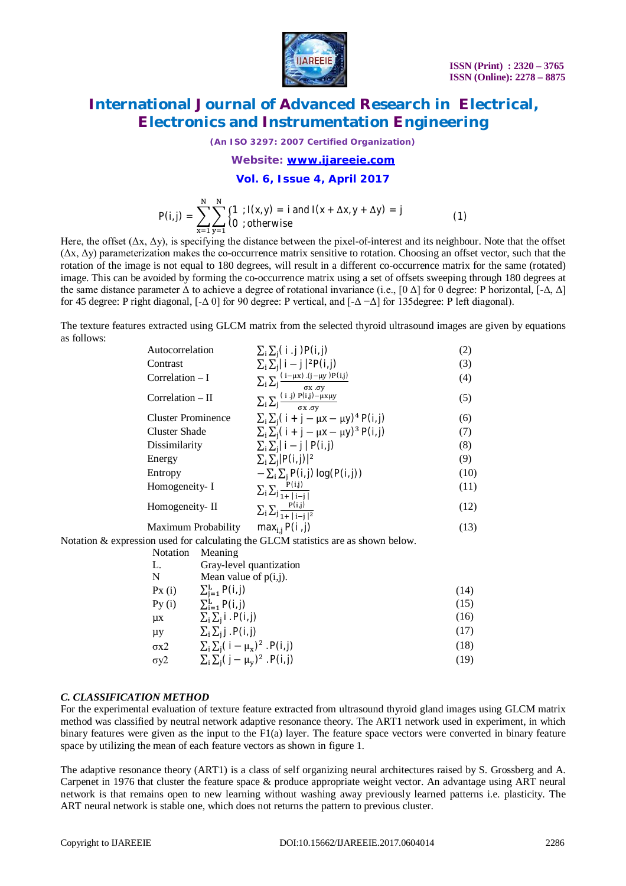$$P(i,j) = \sum_{x=1}^{N}\sum_{y=1}^{N}\begin{cases}1 & ; I(x,y) = i \text{ and } I(x+\Delta x, y+\Delta y) = j \\ 0 & ; \text{otherwise}\end{cases} \quad (1)$$

Here, the offset ($\Delta x$, $\Delta y$), is specifying the distance between the pixel-of-interest and its neighbour. Note that the offset ($\Delta x$, $\Delta y$) parameterization makes the co-occurrence matrix sensitive to rotation. Choosing an offset vector, such that the rotation of the image is not equal to 180 degrees, will result in a different co-occurrence matrix for the same (rotated) image. This can be avoided by forming the co-occurrence matrix using a set of offsets sweeping through 180 degrees at the same distance parameter $\Delta$ to achieve a degree of rotational invariance (i.e., [0 $\Delta$] for 0 degree: P horizontal, [-$\Delta$, $\Delta$] for 45 degree: P right diagonal, [-$\Delta$ 0] for 90 degree: P vertical, and [-$\Delta$ −$\Delta$] for 135degree: P left diagonal).

The texture features extracted using GLCM matrix from the selected thyroid ultrasound images are given by equations as follows:

| Feature | Expression | Eq. |
|---|---|---|
| Autocorrelation | $\sum_i \sum_j (i \cdot j) P(i,j)$ | (2) |
| Contrast | $\sum_i \sum_j \lvert i-j \rvert^2 P(i,j)$ | (3) |
| Correlation – I | $\sum_i \sum_j \frac{(i-\mu x) \cdot (j-\mu y) P(i,j)}{\sigma x \cdot \sigma y}$ | (4) |
| Correlation – II | $\sum_i \sum_j \frac{(i \cdot j) P(i,j) - \mu x \mu y}{\sigma x \cdot \sigma y}$ | (5) |
| Cluster Prominence | $\sum_i \sum_j (i+j-\mu x-\mu y)^4 P(i,j)$ | (6) |
| Cluster Shade | $\sum_i \sum_j (i+j-\mu x-\mu y)^3 P(i,j)$ | (7) |
| Dissimilarity | $\sum_i \sum_j \lvert i-j \rvert P(i,j)$ | (8) |
| Energy | $\sum_i \sum_j \lvert P(i,j) \rvert^2$ | (9) |
| Entropy | $-\sum_i \sum_j P(i,j) \log(P(i,j))$ | (10) |
| Homogeneity- I | $\sum_i \sum_j \frac{P(i,j)}{1+\lvert i-j \rvert}$ | (11) |
| Homogeneity- II | $\sum_i \sum_j \frac{P(i,j)}{1+\lvert i-j \rvert^2}$ | (12) |
| Maximum Probability | $\max_{i,j} P(i,j)$ | (13) |

Notation & expression used for calculating the GLCM statistics are as shown below.

| Notation | Meaning | Eq. |
|---|---|---|
| L. | Gray-level quantization | |
| N | Mean value of p(i,j). | |
| Px (i) | $\sum_{j=1}^{L} P(i,j)$ | (14) |
| Py (i) | $\sum_{i=1}^{L} P(i,j)$ | (15) |
| $\mu x$ | $\sum_i \sum_j i \cdot P(i,j)$ | (16) |
| $\mu y$ | $\sum_i \sum_j j \cdot P(i,j)$ | (17) |
| $\sigma x2$ | $\sum_i \sum_j (i-\mu_x)^2 \cdot P(i,j)$ | (18) |
| $\sigma y2$ | $\sum_i \sum_j (j-\mu_y)^2 \cdot P(i,j)$ | (19) |

### *C. CLASSIFICATION METHOD*

For the experimental evaluation of texture feature extracted from ultrasound thyroid gland images using GLCM matrix method was classified by neutral network adaptive resonance theory. The ART1 network used in experiment, in which binary features were given as the input to the F1(a) layer. The feature space vectors were converted in binary feature space by utilizing the mean of each feature vectors as shown in figure 1.

The adaptive resonance theory (ART1) is a class of self organizing neural architectures raised by S. Grossberg and A. Carpenet in 1976 that cluster the feature space & produce appropriate weight vector. An advantage using ART neural network is that remains open to new learning without washing away previously learned patterns i.e. plasticity. The ART neural network is stable one, which does not returns the pattern to previous cluster.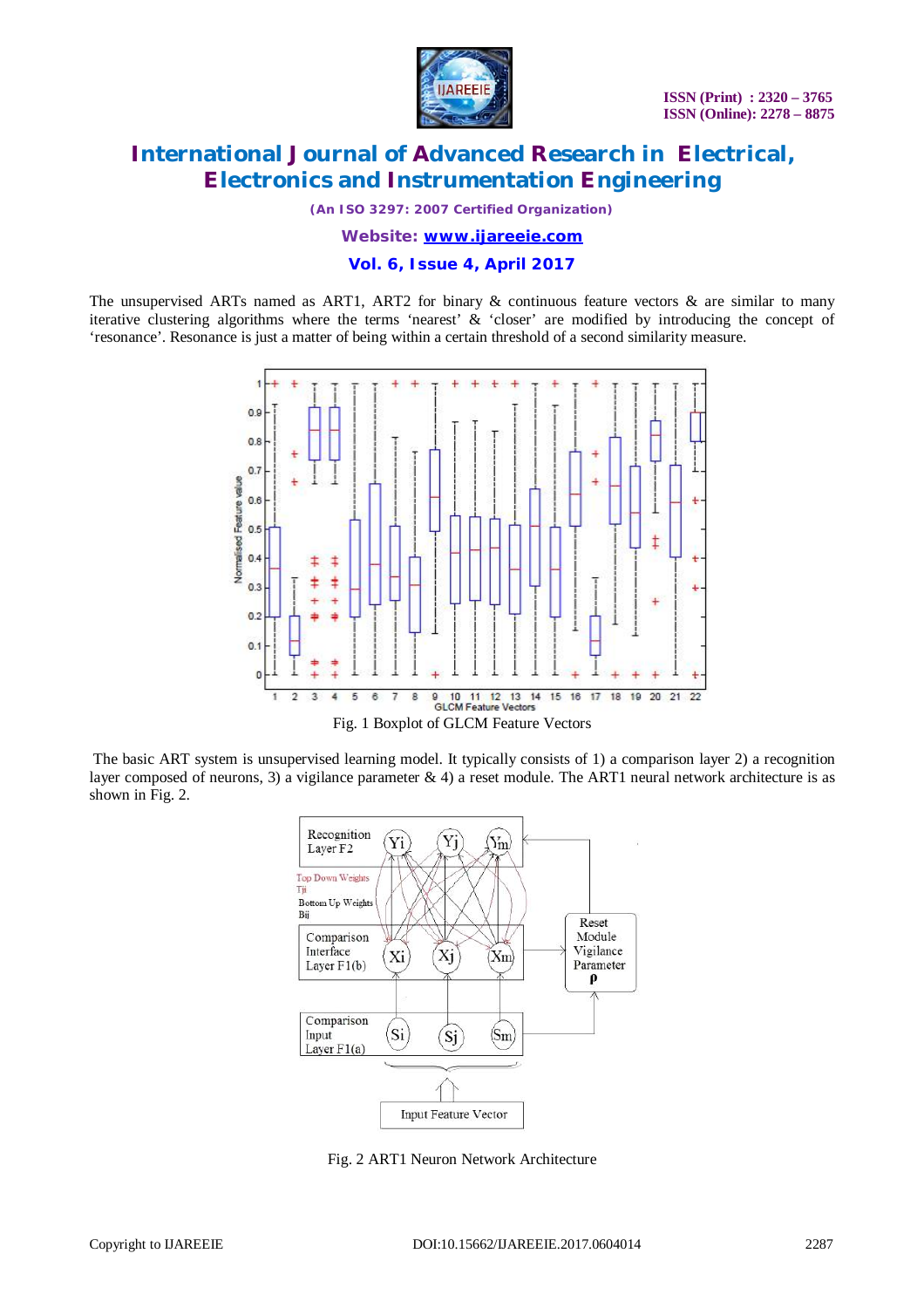The unsupervised ARTs named as ART1, ART2 for binary & continuous feature vectors & are similar to many iterative clustering algorithms where the terms 'nearest' & 'closer' are modified by introducing the concept of 'resonance'. Resonance is just a matter of being within a certain threshold of a second similarity measure.

Fig. 1 Boxplot of GLCM Feature Vectors

The basic ART system is unsupervised learning model. It typically consists of 1) a comparison layer 2) a recognition layer composed of neurons, 3) a vigilance parameter & 4) a reset module. The ART1 neural network architecture is as shown in Fig. 2.

Fig. 2 ART1 Neuron Network Architecture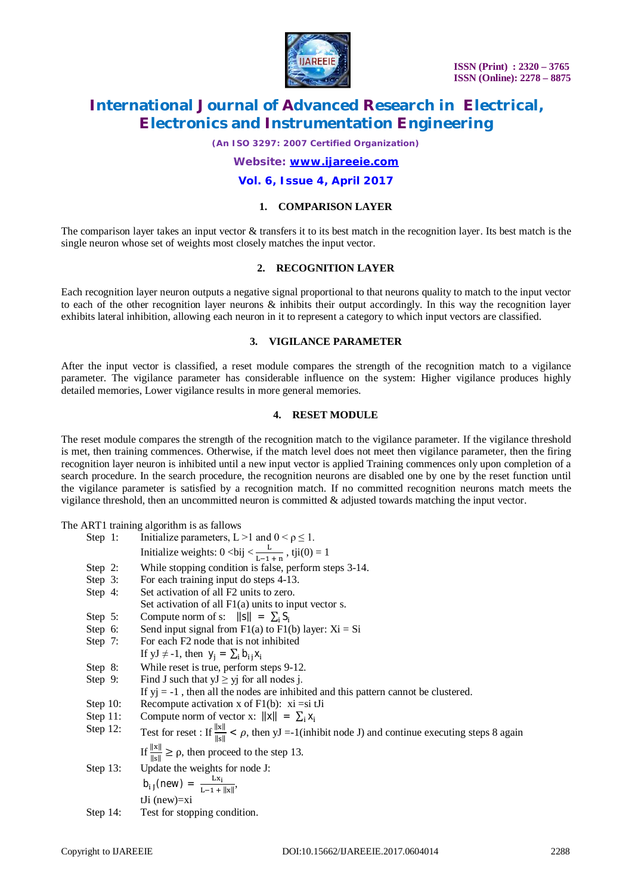### 1. COMPARISON LAYER

The comparison layer takes an input vector & transfers it to its best match in the recognition layer. Its best match is the single neuron whose set of weights most closely matches the input vector.

### 2. RECOGNITION LAYER

Each recognition layer neuron outputs a negative signal proportional to that neurons quality to match to the input vector to each of the other recognition layer neurons & inhibits their output accordingly. In this way the recognition layer exhibits lateral inhibition, allowing each neuron in it to represent a category to which input vectors are classified.

### 3. VIGILANCE PARAMETER

After the input vector is classified, a reset module compares the strength of the recognition match to a vigilance parameter. The vigilance parameter has considerable influence on the system: Higher vigilance produces highly detailed memories, Lower vigilance results in more general memories.

### 4. RESET MODULE

The reset module compares the strength of the recognition match to the vigilance parameter. If the vigilance threshold is met, then training commences. Otherwise, if the match level does not meet then vigilance parameter, then the firing recognition layer neuron is inhibited until a new input vector is applied Training commences only upon completion of a search procedure. In the search procedure, the recognition neurons are disabled one by one by the reset function until the vigilance parameter is satisfied by a recognition match. If no committed recognition neurons match meets the vigilance threshold, then an uncommitted neuron is committed & adjusted towards matching the input vector.

The ART1 training algorithm is as fallows

- Step 1: Initialize parameters, $L > 1$ and $0 < \rho \leq 1$.
  Initialize weights: $0 < b_{ij} < \frac{L}{L-1+n}$, $t_{ji}(0) = 1$
- Step 2: While stopping condition is false, perform steps 3-14.
- Step 3: For each training input do steps 4-13.
- Step 4: Set activation of all F2 units to zero.
  Set activation of all F1(a) units to input vector s.
- Step 5: Compute norm of s: $\|s\| = \sum_i S_i$
- Step 6: Send input signal from F1(a) to F1(b) layer: $X_i = S_i$
- Step 7: For each F2 node that is not inhibited
  If $y_J \neq -1$, then $y_j = \sum_i b_{ij} x_i$
- Step 8: While reset is true, perform steps 9-12.
- Step 9: Find J such that $y_J \geq y_j$ for all nodes j.
  If $y_j = -1$ , then all the nodes are inhibited and this pattern cannot be clustered.
- Step 10: Recompute activation x of F1(b): $x_i = s_i t_{Ji}$
- Step 11: Compute norm of vector x: $\|x\| = \sum_i x_i$
- Step 12: Test for reset : If $\frac{\|x\|}{\|s\|} < \rho$, then $y_J = -1$(inhibit node J) and continue executing steps 8 again
  If $\frac{\|x\|}{\|s\|} \geq \rho$, then proceed to the step 13.
- Step 13: Update the weights for node J:
  $b_{iJ}(new) = \frac{Lx_i}{L-1+\|x\|}$,
  $t_{Ji}(new) = x_i$
- Step 14: Test for stopping condition.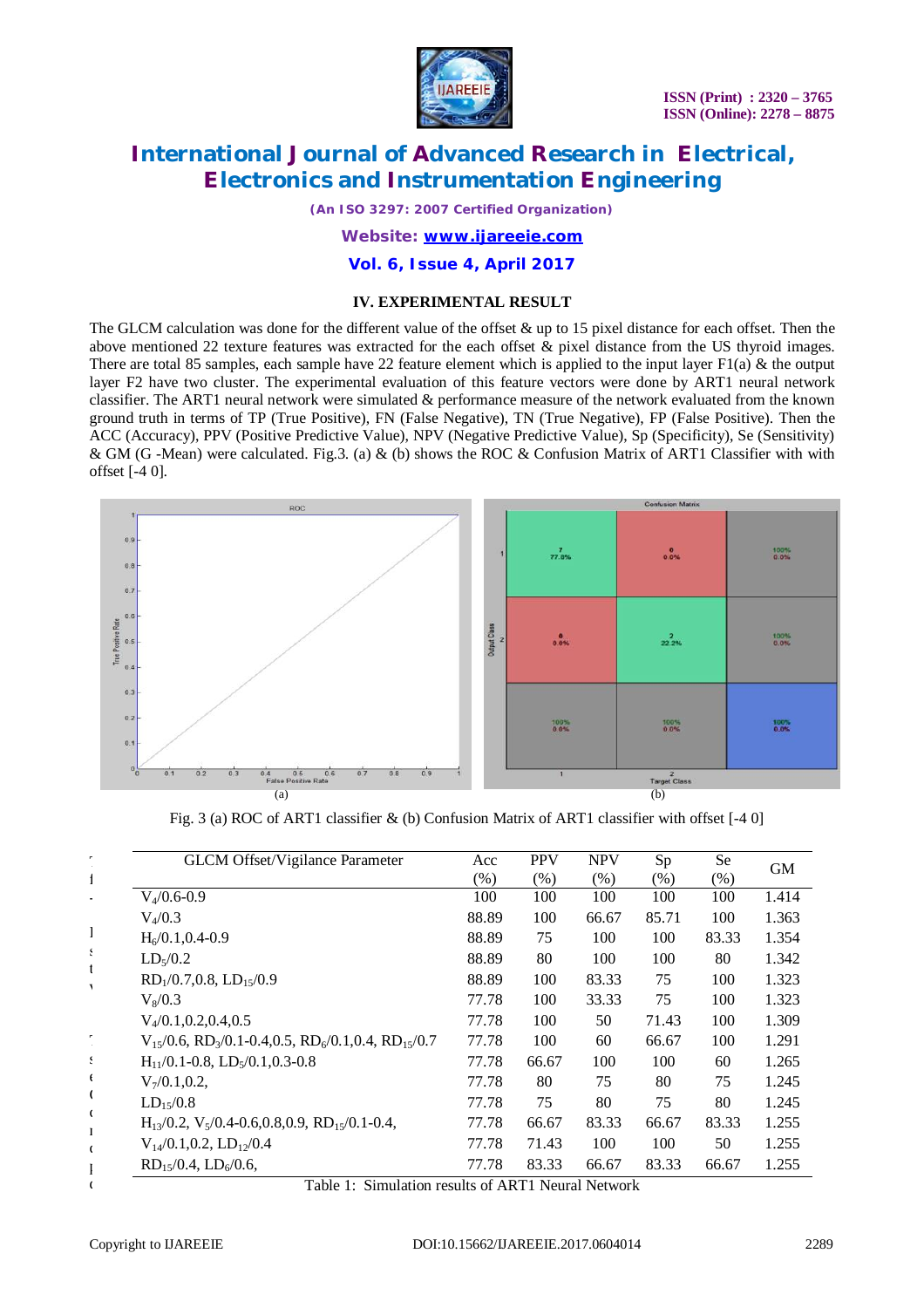## IV. EXPERIMENTAL RESULT

The GLCM calculation was done for the different value of the offset & up to 15 pixel distance for each offset. Then the above mentioned 22 texture features was extracted for the each offset & pixel distance from the US thyroid images. There are total 85 samples, each sample have 22 feature element which is applied to the input layer F1(a) & the output layer F2 have two cluster. The experimental evaluation of this feature vectors were done by ART1 neural network classifier. The ART1 neural network were simulated & performance measure of the network evaluated from the known ground truth in terms of TP (True Positive), FN (False Negative), TN (True Negative), FP (False Positive). Then the ACC (Accuracy), PPV (Positive Predictive Value), NPV (Negative Predictive Value), Sp (Specificity), Se (Sensitivity) & GM (G -Mean) were calculated. Fig.3. (a) & (b) shows the ROC & Confusion Matrix of ART1 Classifier with with offset [-4 0].

Fig. 3 (a) ROC of ART1 classifier & (b) Confusion Matrix of ART1 classifier with offset [-4 0]

| GLCM Offset/Vigilance Parameter | Acc (%) | PPV (%) | NPV (%) | Sp (%) | Se (%) | GM |
|---|---|---|---|---|---|---|
| $V_4$/0.6-0.9 | 100 | 100 | 100 | 100 | 100 | 1.414 |
| $V_4$/0.3 | 88.89 | 100 | 66.67 | 85.71 | 100 | 1.363 |
| $H_6$/0.1,0.4-0.9 | 88.89 | 75 | 100 | 100 | 83.33 | 1.354 |
| $LD_5$/0.2 | 88.89 | 80 | 100 | 100 | 80 | 1.342 |
| $RD_1$/0.7,0.8, $LD_{15}$/0.9 | 88.89 | 100 | 83.33 | 75 | 100 | 1.323 |
| $V_8$/0.3 | 77.78 | 100 | 33.33 | 75 | 100 | 1.323 |
| $V_4$/0.1,0.2,0.4,0.5 | 77.78 | 100 | 50 | 71.43 | 100 | 1.309 |
| $V_{15}$/0.6, $RD_3$/0.1-0.4,0.5, $RD_6$/0.1,0.4, $RD_{15}$/0.7 | 77.78 | 100 | 60 | 66.67 | 100 | 1.291 |
| $H_{11}$/0.1-0.8, $LD_5$/0.1,0.3-0.8 | 77.78 | 66.67 | 100 | 100 | 60 | 1.265 |
| $V_7$/0.1,0.2, | 77.78 | 80 | 75 | 80 | 75 | 1.245 |
| $LD_{15}$/0.8 | 77.78 | 75 | 80 | 75 | 80 | 1.245 |
| $H_{13}$/0.2, $V_5$/0.4-0.6,0.8,0.9, $RD_{15}$/0.1-0.4, | 77.78 | 66.67 | 83.33 | 66.67 | 83.33 | 1.255 |
| $V_{14}$/0.1,0.2, $LD_{12}$/0.4 | 77.78 | 71.43 | 100 | 100 | 50 | 1.255 |
| $RD_{15}$/0.4, $LD_6$/0.6, | 77.78 | 83.33 | 66.67 | 83.33 | 66.67 | 1.255 |

Table 1: Simulation results of ART1 Neural Network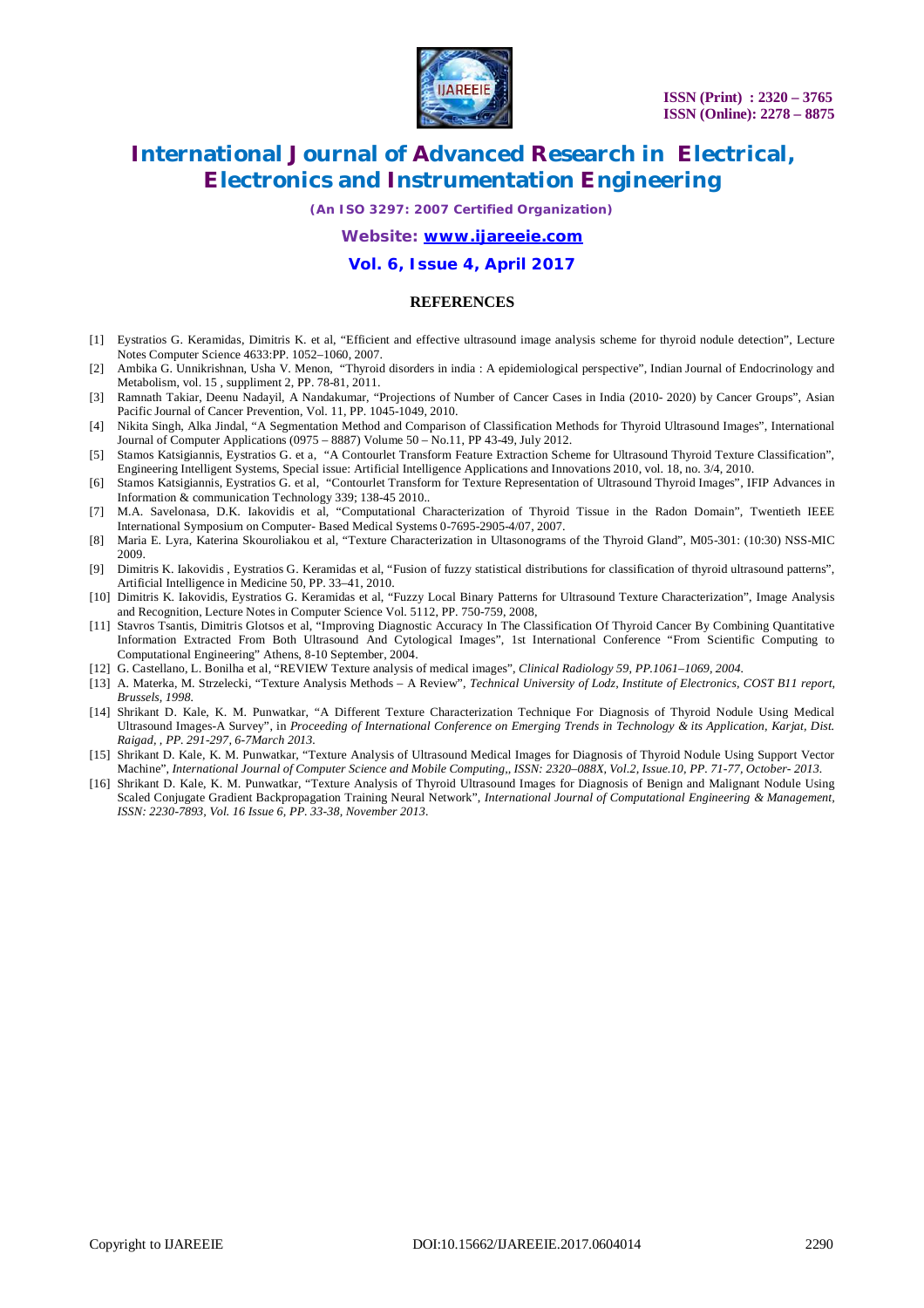## REFERENCES

[1] Eystratios G. Keramidas, Dimitris K. et al, "Efficient and effective ultrasound image analysis scheme for thyroid nodule detection", Lecture Notes Computer Science 4633:PP. 1052–1060, 2007.

[2] Ambika G. Unnikrishnan, Usha V. Menon, "Thyroid disorders in india : A epidemiological perspective", Indian Journal of Endocrinology and Metabolism, vol. 15 , suppliment 2, PP. 78-81, 2011.

[3] Ramnath Takiar, Deenu Nadayil, A Nandakumar, "Projections of Number of Cancer Cases in India (2010- 2020) by Cancer Groups", Asian Pacific Journal of Cancer Prevention, Vol. 11, PP. 1045-1049, 2010.

[4] Nikita Singh, Alka Jindal, "A Segmentation Method and Comparison of Classification Methods for Thyroid Ultrasound Images", International Journal of Computer Applications (0975 – 8887) Volume 50 – No.11, PP 43-49, July 2012.

[5] Stamos Katsigiannis, Eystratios G. et a, "A Contourlet Transform Feature Extraction Scheme for Ultrasound Thyroid Texture Classification", Engineering Intelligent Systems, Special issue: Artificial Intelligence Applications and Innovations 2010, vol. 18, no. 3/4, 2010.

[6] Stamos Katsigiannis, Eystratios G. et al, "Contourlet Transform for Texture Representation of Ultrasound Thyroid Images", IFIP Advances in Information & communication Technology 339; 138-45 2010..

[7] M.A. Savelonasa, D.K. Iakovidis et al, "Computational Characterization of Thyroid Tissue in the Radon Domain", Twentieth IEEE International Symposium on Computer- Based Medical Systems 0-7695-2905-4/07, 2007.

[8] Maria E. Lyra, Katerina Skouroliakou et al, "Texture Characterization in Ultasonograms of the Thyroid Gland", M05-301: (10:30) NSS-MIC 2009.

[9] Dimitris K. Iakovidis , Eystratios G. Keramidas et al, "Fusion of fuzzy statistical distributions for classification of thyroid ultrasound patterns", Artificial Intelligence in Medicine 50, PP. 33–41, 2010.

[10] Dimitris K. Iakovidis, Eystratios G. Keramidas et al, "Fuzzy Local Binary Patterns for Ultrasound Texture Characterization", Image Analysis and Recognition, Lecture Notes in Computer Science Vol. 5112, PP. 750-759, 2008,

[11] Stavros Tsantis, Dimitris Glotsos et al, "Improving Diagnostic Accuracy In The Classification Of Thyroid Cancer By Combining Quantitative Information Extracted From Both Ultrasound And Cytological Images", 1st International Conference "From Scientific Computing to Computational Engineering" Athens, 8-10 September, 2004.

[12] G. Castellano, L. Bonilha et al, "REVIEW Texture analysis of medical images", *Clinical Radiology 59, PP.1061–1069, 2004.*

[13] A. Materka, M. Strzelecki, "Texture Analysis Methods – A Review", *Technical University of Lodz, Institute of Electronics, COST B11 report, Brussels, 1998.*

[14] Shrikant D. Kale, K. M. Punwatkar, "A Different Texture Characterization Technique For Diagnosis of Thyroid Nodule Using Medical Ultrasound Images-A Survey", in *Proceeding of International Conference on Emerging Trends in Technology & its Application, Karjat, Dist. Raigad, , PP. 291-297, 6-7March 2013.*

[15] Shrikant D. Kale, K. M. Punwatkar, "Texture Analysis of Ultrasound Medical Images for Diagnosis of Thyroid Nodule Using Support Vector Machine", *International Journal of Computer Science and Mobile Computing,, ISSN: 2320–088X, Vol.2, Issue.10, PP. 71-77, October- 2013.*

[16] Shrikant D. Kale, K. M. Punwatkar, "Texture Analysis of Thyroid Ultrasound Images for Diagnosis of Benign and Malignant Nodule Using Scaled Conjugate Gradient Backpropagation Training Neural Network", *International Journal of Computational Engineering & Management, ISSN: 2230-7893, Vol. 16 Issue 6, PP. 33-38, November 2013.*